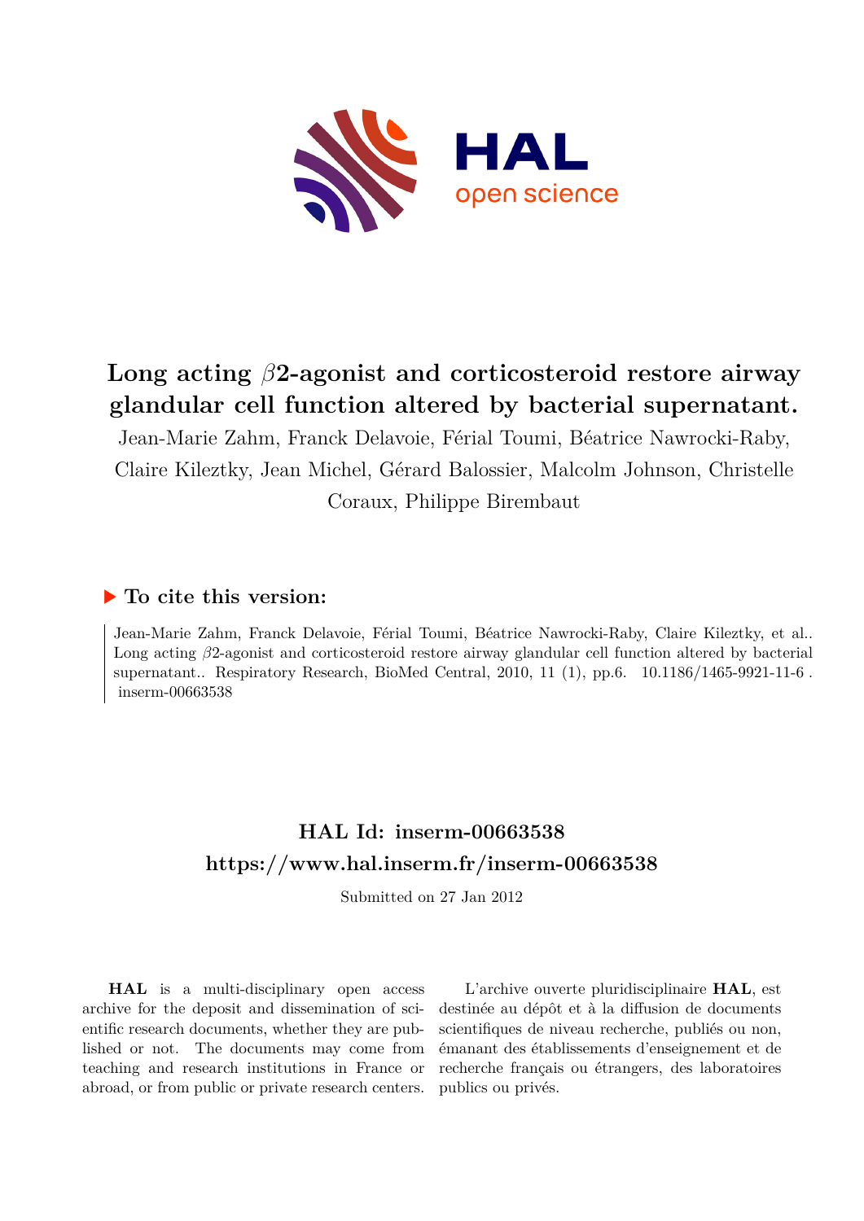# Long acting $\beta$2-agonist and corticosteroid restore airway glandular cell function altered by bacterial supernatant.

Jean-Marie Zahm, Franck Delavoie, Férial Toumi, Béatrice Nawrocki-Raby, Claire Kileztky, Jean Michel, Gérard Balossier, Malcolm Johnson, Christelle Coraux, Philippe Birembaut

## ▶ To cite this version:

Jean-Marie Zahm, Franck Delavoie, Férial Toumi, Béatrice Nawrocki-Raby, Claire Kileztky, et al.. Long acting $\beta$2-agonist and corticosteroid restore airway glandular cell function altered by bacterial supernatant.. Respiratory Research, BioMed Central, 2010, 11 (1), pp.6. 10.1186/1465-9921-11-6 . inserm-00663538

## HAL Id: inserm-00663538
## https://www.hal.inserm.fr/inserm-00663538

Submitted on 27 Jan 2012

**HAL** is a multi-disciplinary open access archive for the deposit and dissemination of scientific research documents, whether they are published or not. The documents may come from teaching and research institutions in France or abroad, or from public or private research centers.

L'archive ouverte pluridisciplinaire **HAL**, est destinée au dépôt et à la diffusion de documents scientifiques de niveau recherche, publiés ou non, émanant des établissements d'enseignement et de recherche français ou étrangers, des laboratoires publics ou privés.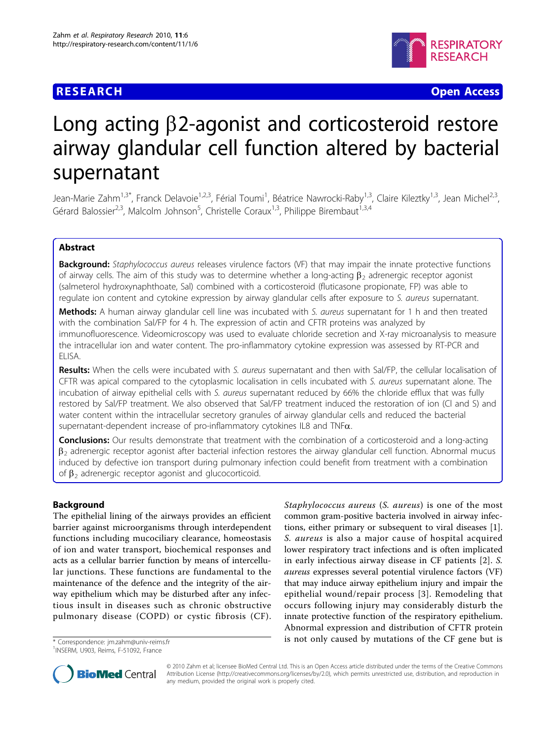# Long acting β2-agonist and corticosteroid restore airway glandular cell function altered by bacterial supernatant

Jean-Marie Zahm[1,3*], Franck Delavoie[1,2,3], Férial Toumi[1], Béatrice Nawrocki-Raby[1,3], Claire Kileztky[1,3], Jean Michel[2,3], Gérard Balossier[2,3], Malcolm Johnson[5], Christelle Coraux[1,3], Philippe Birembaut[1,3,4]

## Abstract

**Background:** *Staphylococcus aureus* releases virulence factors (VF) that may impair the innate protective functions of airway cells. The aim of this study was to determine whether a long-acting $\beta_2$ adrenergic receptor agonist (salmeterol hydroxynaphthoate, Sal) combined with a corticosteroid (fluticasone propionate, FP) was able to regulate ion content and cytokine expression by airway glandular cells after exposure to *S. aureus* supernatant.

**Methods:** A human airway glandular cell line was incubated with *S. aureus* supernatant for 1 h and then treated with the combination Sal/FP for 4 h. The expression of actin and CFTR proteins was analyzed by immunofluorescence. Videomicroscopy was used to evaluate chloride secretion and X-ray microanalysis to measure the intracellular ion and water content. The pro-inflammatory cytokine expression was assessed by RT-PCR and ELISA.

**Results:** When the cells were incubated with *S. aureus* supernatant and then with Sal/FP, the cellular localisation of CFTR was apical compared to the cytoplasmic localisation in cells incubated with *S. aureus* supernatant alone. The incubation of airway epithelial cells with *S. aureus* supernatant reduced by 66% the chloride efflux that was fully restored by Sal/FP treatment. We also observed that Sal/FP treatment induced the restoration of ion (Cl and S) and water content within the intracellular secretory granules of airway glandular cells and reduced the bacterial supernatant-dependent increase of pro-inflammatory cytokines IL8 and TNFα.

**Conclusions:** Our results demonstrate that treatment with the combination of a corticosteroid and a long-acting $\beta_2$ adrenergic receptor agonist after bacterial infection restores the airway glandular cell function. Abnormal mucus induced by defective ion transport during pulmonary infection could benefit from treatment with a combination of $\beta_2$ adrenergic receptor agonist and glucocorticoid.

## Background

The epithelial lining of the airways provides an efficient barrier against microorganisms through interdependent functions including mucociliary clearance, homeostasis of ion and water transport, biochemical responses and acts as a cellular barrier function by means of intercellular junctions. These functions are fundamental to the maintenance of the defence and the integrity of the airway epithelium which may be disturbed after any infectious insult in diseases such as chronic obstructive pulmonary disease (COPD) or cystic fibrosis (CF). *Staphylococcus aureus* (*S. aureus*) is one of the most common gram-positive bacteria involved in airway infections, either primary or subsequent to viral diseases [1]. *S. aureus* is also a major cause of hospital acquired lower respiratory tract infections and is often implicated in early infectious airway disease in CF patients [2]. *S. aureus* expresses several potential virulence factors (VF) that may induce airway epithelium injury and impair the epithelial wound/repair process [3]. Remodeling that occurs following injury may considerably disturb the innate protective function of the respiratory epithelium. Abnormal expression and distribution of CFTR protein is not only caused by mutations of the CF gene but is

\* Correspondence: jm.zahm@univ-reims.fr
[1]INSERM, U903, Reims, F-51092, France

© 2010 Zahm et al; licensee BioMed Central Ltd. This is an Open Access article distributed under the terms of the Creative Commons Attribution License (http://creativecommons.org/licenses/by/2.0), which permits unrestricted use, distribution, and reproduction in any medium, provided the original work is properly cited.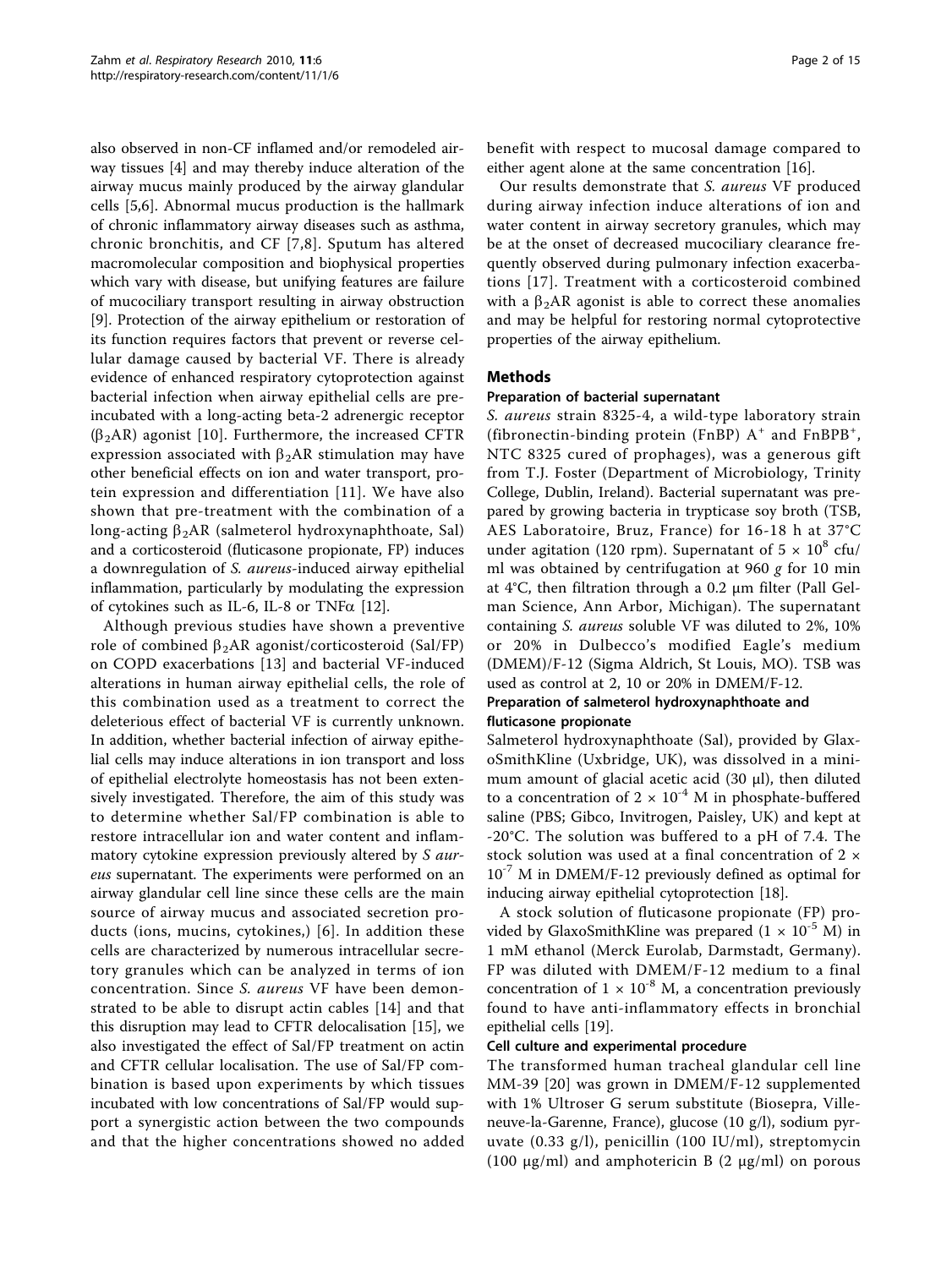also observed in non-CF inflamed and/or remodeled airway tissues [4] and may thereby induce alteration of the airway mucus mainly produced by the airway glandular cells [5,6]. Abnormal mucus production is the hallmark of chronic inflammatory airway diseases such as asthma, chronic bronchitis, and CF [7,8]. Sputum has altered macromolecular composition and biophysical properties which vary with disease, but unifying features are failure of mucociliary transport resulting in airway obstruction [9]. Protection of the airway epithelium or restoration of its function requires factors that prevent or reverse cellular damage caused by bacterial VF. There is already evidence of enhanced respiratory cytoprotection against bacterial infection when airway epithelial cells are pre-incubated with a long-acting beta-2 adrenergic receptor ($\beta_2$AR) agonist [10]. Furthermore, the increased CFTR expression associated with $\beta_2$AR stimulation may have other beneficial effects on ion and water transport, protein expression and differentiation [11]. We have also shown that pre-treatment with the combination of a long-acting $\beta_2$AR (salmeterol hydroxynaphthoate, Sal) and a corticosteroid (fluticasone propionate, FP) induces a downregulation of *S. aureus*-induced airway epithelial inflammation, particularly by modulating the expression of cytokines such as IL-6, IL-8 or TNF$\alpha$ [12].

Although previous studies have shown a preventive role of combined $\beta_2$AR agonist/corticosteroid (Sal/FP) on COPD exacerbations [13] and bacterial VF-induced alterations in human airway epithelial cells, the role of this combination used as a treatment to correct the deleterious effect of bacterial VF is currently unknown. In addition, whether bacterial infection of airway epithelial cells may induce alterations in ion transport and loss of epithelial electrolyte homeostasis has not been extensively investigated. Therefore, the aim of this study was to determine whether Sal/FP combination is able to restore intracellular ion and water content and inflammatory cytokine expression previously altered by *S aureus* supernatant. The experiments were performed on an airway glandular cell line since these cells are the main source of airway mucus and associated secretion products (ions, mucins, cytokines,) [6]. In addition these cells are characterized by numerous intracellular secretory granules which can be analyzed in terms of ion concentration. Since *S. aureus* VF have been demonstrated to be able to disrupt actin cables [14] and that this disruption may lead to CFTR delocalisation [15], we also investigated the effect of Sal/FP treatment on actin and CFTR cellular localisation. The use of Sal/FP combination is based upon experiments by which tissues incubated with low concentrations of Sal/FP would support a synergistic action between the two compounds and that the higher concentrations showed no added benefit with respect to mucosal damage compared to either agent alone at the same concentration [16].

Our results demonstrate that *S. aureus* VF produced during airway infection induce alterations of ion and water content in airway secretory granules, which may be at the onset of decreased mucociliary clearance frequently observed during pulmonary infection exacerbations [17]. Treatment with a corticosteroid combined with a $\beta_2$AR agonist is able to correct these anomalies and may be helpful for restoring normal cytoprotective properties of the airway epithelium.

## Methods

### Preparation of bacterial supernatant

*S. aureus* strain 8325-4, a wild-type laboratory strain (fibronectin-binding protein (FnBP) A$^+$ and FnBPB$^+$, NTC 8325 cured of prophages), was a generous gift from T.J. Foster (Department of Microbiology, Trinity College, Dublin, Ireland). Bacterial supernatant was prepared by growing bacteria in trypticase soy broth (TSB, AES Laboratoire, Bruz, France) for 16-18 h at 37°C under agitation (120 rpm). Supernatant of $5 \times 10^8$ cfu/ml was obtained by centrifugation at 960 *g* for 10 min at 4°C, then filtration through a 0.2 μm filter (Pall Gelman Science, Ann Arbor, Michigan). The supernatant containing *S. aureus* soluble VF was diluted to 2%, 10% or 20% in Dulbecco's modified Eagle's medium (DMEM)/F-12 (Sigma Aldrich, St Louis, MO). TSB was used as control at 2, 10 or 20% in DMEM/F-12.

### Preparation of salmeterol hydroxynaphthoate and fluticasone propionate

Salmeterol hydroxynaphthoate (Sal), provided by GlaxoSmithKline (Uxbridge, UK), was dissolved in a minimum amount of glacial acetic acid (30 μl), then diluted to a concentration of $2 \times 10^{-4}$ M in phosphate-buffered saline (PBS; Gibco, Invitrogen, Paisley, UK) and kept at -20°C. The solution was buffered to a pH of 7.4. The stock solution was used at a final concentration of $2 \times 10^{-7}$ M in DMEM/F-12 previously defined as optimal for inducing airway epithelial cytoprotection [18].

A stock solution of fluticasone propionate (FP) provided by GlaxoSmithKline was prepared ($1 \times 10^{-5}$ M) in 1 mM ethanol (Merck Eurolab, Darmstadt, Germany). FP was diluted with DMEM/F-12 medium to a final concentration of $1 \times 10^{-8}$ M, a concentration previously found to have anti-inflammatory effects in bronchial epithelial cells [19].

### Cell culture and experimental procedure

The transformed human tracheal glandular cell line MM-39 [20] was grown in DMEM/F-12 supplemented with 1% Ultroser G serum substitute (Biosepra, Villeneuve-la-Garenne, France), glucose (10 g/l), sodium pyruvate (0.33 g/l), penicillin (100 IU/ml), streptomycin (100 μg/ml) and amphotericin B (2 μg/ml) on porous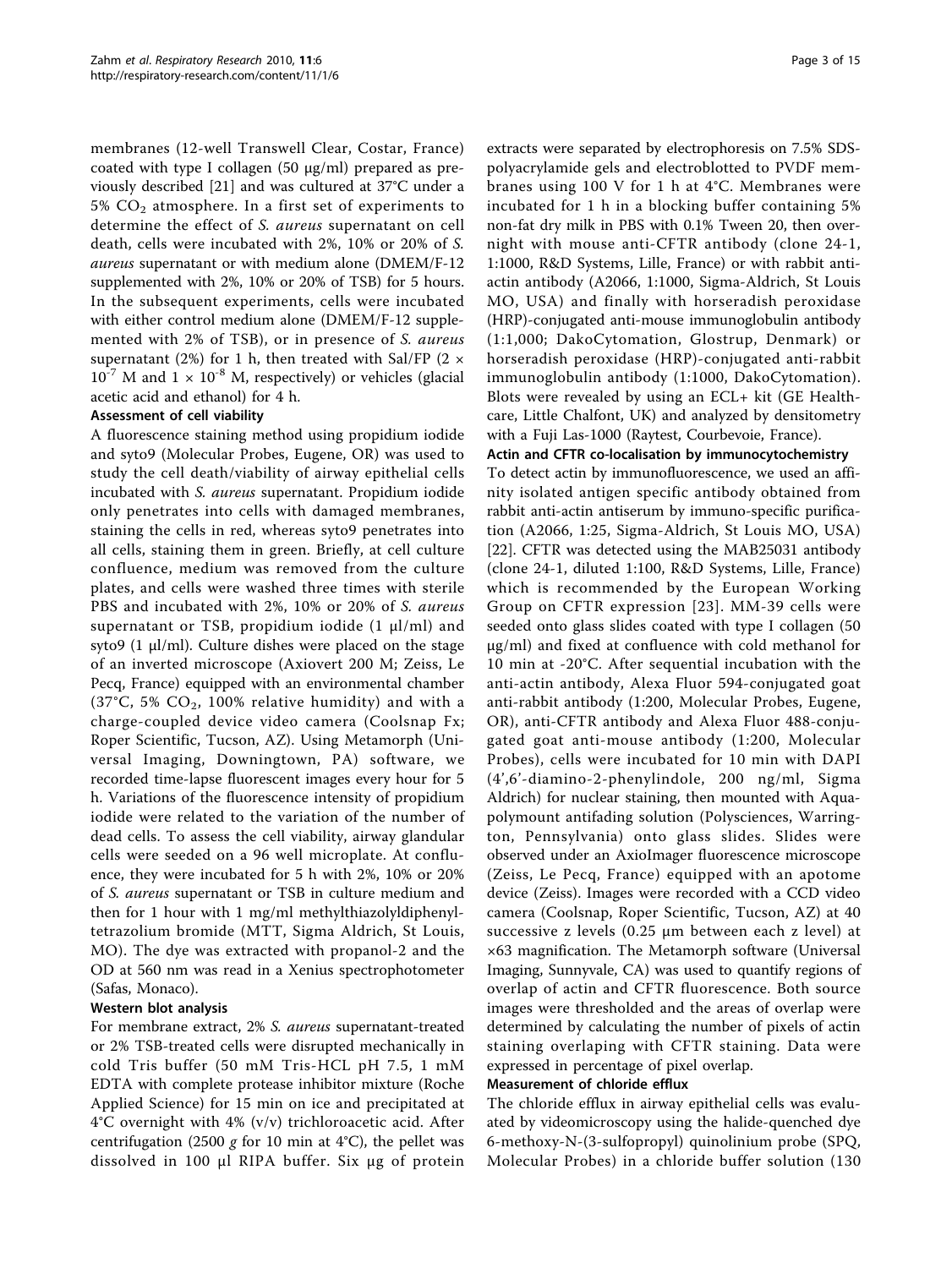membranes (12-well Transwell Clear, Costar, France) coated with type I collagen (50 μg/ml) prepared as previously described [21] and was cultured at 37°C under a 5% $CO_2$ atmosphere. In a first set of experiments to determine the effect of *S. aureus* supernatant on cell death, cells were incubated with 2%, 10% or 20% of *S. aureus* supernatant or with medium alone (DMEM/F-12 supplemented with 2%, 10% or 20% of TSB) for 5 hours. In the subsequent experiments, cells were incubated with either control medium alone (DMEM/F-12 supplemented with 2% of TSB), or in presence of *S. aureus* supernatant (2%) for 1 h, then treated with Sal/FP ($2 \times 10^{-7}$ M and $1 \times 10^{-8}$ M, respectively) or vehicles (glacial acetic acid and ethanol) for 4 h.

### Assessment of cell viability

A fluorescence staining method using propidium iodide and syto9 (Molecular Probes, Eugene, OR) was used to study the cell death/viability of airway epithelial cells incubated with *S. aureus* supernatant. Propidium iodide only penetrates into cells with damaged membranes, staining the cells in red, whereas syto9 penetrates into all cells, staining them in green. Briefly, at cell culture confluence, medium was removed from the culture plates, and cells were washed three times with sterile PBS and incubated with 2%, 10% or 20% of *S. aureus* supernatant or TSB, propidium iodide (1 μl/ml) and syto9 (1 μl/ml). Culture dishes were placed on the stage of an inverted microscope (Axiovert 200 M; Zeiss, Le Pecq, France) equipped with an environmental chamber (37°C, 5% $CO_2$, 100% relative humidity) and with a charge-coupled device video camera (Coolsnap Fx; Roper Scientific, Tucson, AZ). Using Metamorph (Universal Imaging, Downingtown, PA) software, we recorded time-lapse fluorescent images every hour for 5 h. Variations of the fluorescence intensity of propidium iodide were related to the variation of the number of dead cells. To assess the cell viability, airway glandular cells were seeded on a 96 well microplate. At confluence, they were incubated for 5 h with 2%, 10% or 20% of *S. aureus* supernatant or TSB in culture medium and then for 1 hour with 1 mg/ml methylthiazolyldiphenyltetrazolium bromide (MTT, Sigma Aldrich, St Louis, MO). The dye was extracted with propanol-2 and the OD at 560 nm was read in a Xenius spectrophotometer (Safas, Monaco).

### Western blot analysis

For membrane extract, 2% *S. aureus* supernatant-treated or 2% TSB-treated cells were disrupted mechanically in cold Tris buffer (50 mM Tris-HCL pH 7.5, 1 mM EDTA with complete protease inhibitor mixture (Roche Applied Science) for 15 min on ice and precipitated at 4°C overnight with 4% (v/v) trichloroacetic acid. After centrifugation (2500 *g* for 10 min at 4°C), the pellet was dissolved in 100 μl RIPA buffer. Six μg of protein extracts were separated by electrophoresis on 7.5% SDS-polyacrylamide gels and electroblotted to PVDF membranes using 100 V for 1 h at 4°C. Membranes were incubated for 1 h in a blocking buffer containing 5% non-fat dry milk in PBS with 0.1% Tween 20, then overnight with mouse anti-CFTR antibody (clone 24-1, 1:1000, R&D Systems, Lille, France) or with rabbit anti-actin antibody (A2066, 1:1000, Sigma-Aldrich, St Louis MO, USA) and finally with horseradish peroxidase (HRP)-conjugated anti-mouse immunoglobulin antibody (1:1,000; DakoCytomation, Glostrup, Denmark) or horseradish peroxidase (HRP)-conjugated anti-rabbit immunoglobulin antibody (1:1000, DakoCytomation). Blots were revealed by using an ECL+ kit (GE Healthcare, Little Chalfont, UK) and analyzed by densitometry with a Fuji Las-1000 (Raytest, Courbevoie, France).

### Actin and CFTR co-localisation by immunocytochemistry

To detect actin by immunofluorescence, we used an affinity isolated antigen specific antibody obtained from rabbit anti-actin antiserum by immuno-specific purification (A2066, 1:25, Sigma-Aldrich, St Louis MO, USA) [22]. CFTR was detected using the MAB25031 antibody (clone 24-1, diluted 1:100, R&D Systems, Lille, France) which is recommended by the European Working Group on CFTR expression [23]. MM-39 cells were seeded onto glass slides coated with type I collagen (50 μg/ml) and fixed at confluence with cold methanol for 10 min at -20°C. After sequential incubation with the anti-actin antibody, Alexa Fluor 594-conjugated goat anti-rabbit antibody (1:200, Molecular Probes, Eugene, OR), anti-CFTR antibody and Alexa Fluor 488-conjugated goat anti-mouse antibody (1:200, Molecular Probes), cells were incubated for 10 min with DAPI (4',6'-diamino-2-phenylindole, 200 ng/ml, Sigma Aldrich) for nuclear staining, then mounted with Aquapolymount antifading solution (Polysciences, Warrington, Pennsylvania) onto glass slides. Slides were observed under an AxioImager fluorescence microscope (Zeiss, Le Pecq, France) equipped with an apotome device (Zeiss). Images were recorded with a CCD video camera (Coolsnap, Roper Scientific, Tucson, AZ) at 40 successive z levels (0.25 μm between each z level) at ×63 magnification. The Metamorph software (Universal Imaging, Sunnyvale, CA) was used to quantify regions of overlap of actin and CFTR fluorescence. Both source images were thresholded and the areas of overlap were determined by calculating the number of pixels of actin staining overlapping with CFTR staining. Data were expressed in percentage of pixel overlap.

### Measurement of chloride efflux

The chloride efflux in airway epithelial cells was evaluated by videomicroscopy using the halide-quenched dye 6-methoxy-N-(3-sulfopropyl) quinolinium probe (SPQ, Molecular Probes) in a chloride buffer solution (130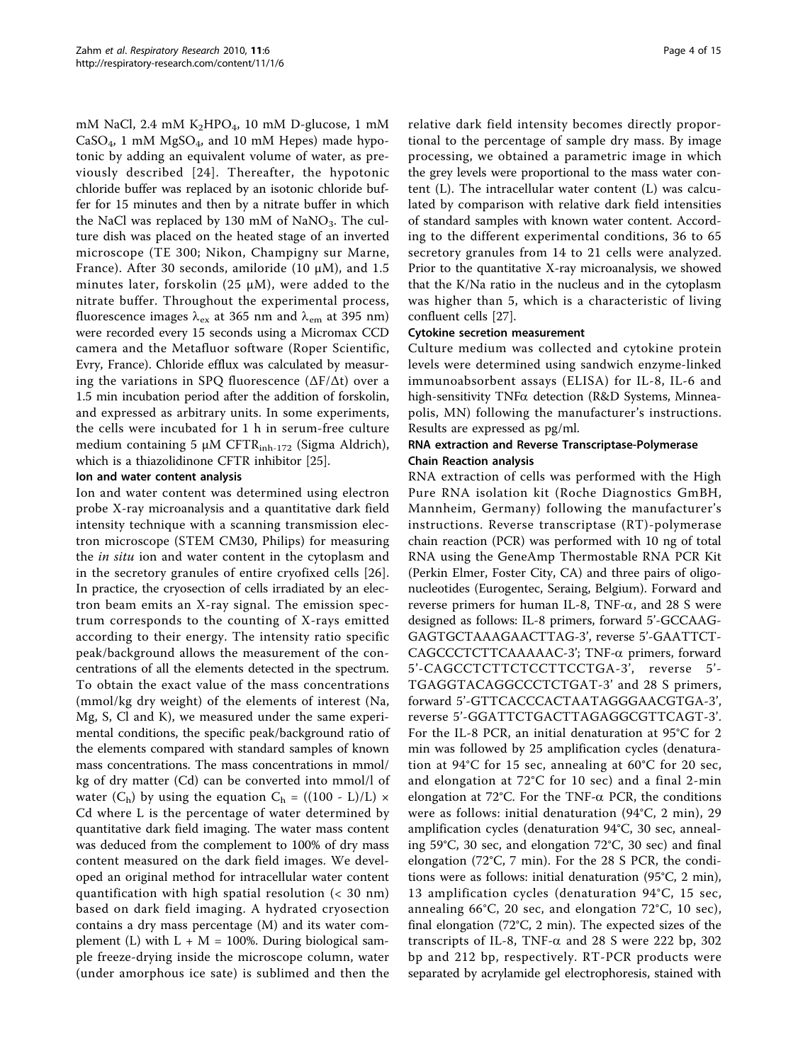mM NaCl, 2.4 mM $K_2HPO_4$, 10 mM D-glucose, 1 mM $CaSO_4$, 1 mM $MgSO_4$, and 10 mM Hepes) made hypotonic by adding an equivalent volume of water, as previously described [24]. Thereafter, the hypotonic chloride buffer was replaced by an isotonic chloride buffer for 15 minutes and then by a nitrate buffer in which the NaCl was replaced by 130 mM of $NaNO_3$. The culture dish was placed on the heated stage of an inverted microscope (TE 300; Nikon, Champigny sur Marne, France). After 30 seconds, amiloride (10 μM), and 1.5 minutes later, forskolin (25 μM), were added to the nitrate buffer. Throughout the experimental process, fluorescence images $\lambda_{ex}$ at 365 nm and $\lambda_{em}$ at 395 nm) were recorded every 15 seconds using a Micromax CCD camera and the Metafluor software (Roper Scientific, Evry, France). Chloride efflux was calculated by measuring the variations in SPQ fluorescence ($\Delta F/\Delta t$) over a 1.5 min incubation period after the addition of forskolin, and expressed as arbitrary units. In some experiments, the cells were incubated for 1 h in serum-free culture medium containing 5 μM $CFTR_{inh-172}$ (Sigma Aldrich), which is a thiazolidinone CFTR inhibitor [25].

#### Ion and water content analysis

Ion and water content was determined using electron probe X-ray microanalysis and a quantitative dark field intensity technique with a scanning transmission electron microscope (STEM CM30, Philips) for measuring the *in situ* ion and water content in the cytoplasm and in the secretory granules of entire cryofixed cells [26]. In practice, the cryosection of cells irradiated by an electron beam emits an X-ray signal. The emission spectrum corresponds to the counting of X-rays emitted according to their energy. The intensity ratio specific peak/background allows the measurement of the concentrations of all the elements detected in the spectrum. To obtain the exact value of the mass concentrations (mmol/kg dry weight) of the elements of interest (Na, Mg, S, Cl and K), we measured under the same experimental conditions, the specific peak/background ratio of the elements compared with standard samples of known mass concentrations. The mass concentrations in mmol/kg of dry matter (Cd) can be converted into mmol/l of water ($C_h$) by using the equation $C_h = ((100 - L)/L) \times$ Cd where L is the percentage of water determined by quantitative dark field imaging. The water mass content was deduced from the complement to 100% of dry mass content measured on the dark field images. We developed an original method for intracellular water content quantification with high spatial resolution (< 30 nm) based on dark field imaging. A hydrated cryosection contains a dry mass percentage (M) and its water complement (L) with L + M = 100%. During biological sample freeze-drying inside the microscope column, water (under amorphous ice sate) is sublimed and then the relative dark field intensity becomes directly proportional to the percentage of sample dry mass. By image processing, we obtained a parametric image in which the grey levels were proportional to the mass water content (L). The intracellular water content (L) was calculated by comparison with relative dark field intensities of standard samples with known water content. According to the different experimental conditions, 36 to 65 secretory granules from 14 to 21 cells were analyzed. Prior to the quantitative X-ray microanalysis, we showed that the K/Na ratio in the nucleus and in the cytoplasm was higher than 5, which is a characteristic of living confluent cells [27].

#### Cytokine secretion measurement

Culture medium was collected and cytokine protein levels were determined using sandwich enzyme-linked immunoabsorbent assays (ELISA) for IL-8, IL-6 and high-sensitivity TNFα detection (R&D Systems, Minneapolis, MN) following the manufacturer's instructions. Results are expressed as pg/ml.

#### RNA extraction and Reverse Transcriptase-Polymerase Chain Reaction analysis

RNA extraction of cells was performed with the High Pure RNA isolation kit (Roche Diagnostics GmBH, Mannheim, Germany) following the manufacturer's instructions. Reverse transcriptase (RT)-polymerase chain reaction (PCR) was performed with 10 ng of total RNA using the GeneAmp Thermostable RNA PCR Kit (Perkin Elmer, Foster City, CA) and three pairs of oligonucleotides (Eurogentec, Seraing, Belgium). Forward and reverse primers for human IL-8, TNF-α, and 28 S were designed as follows: IL-8 primers, forward 5'-GCCAAGGAGTGCTAAAGAACTTAG-3', reverse 5'-GAATTCTCAGCCCTCTTCAAAAAC-3'; TNF-α primers, forward 5'-CAGCCTCTTCTCCTTCCTGA-3', reverse 5'-TGAGGTACAGGCCCTCTGAT-3' and 28 S primers, forward 5'-GTTCACCCACTAATAGGGAACGTGA-3', reverse 5'-GGATTCTGACTTAGAGGCGTTCAGT-3'. For the IL-8 PCR, an initial denaturation at 95°C for 2 min was followed by 25 amplification cycles (denaturation at 94°C for 15 sec, annealing at 60°C for 20 sec, and elongation at 72°C for 10 sec) and a final 2-min elongation at 72°C. For the TNF-α PCR, the conditions were as follows: initial denaturation (94°C, 2 min), 29 amplification cycles (denaturation 94°C, 30 sec, annealing 59°C, 30 sec, and elongation 72°C, 30 sec) and final elongation (72°C, 7 min). For the 28 S PCR, the conditions were as follows: initial denaturation (95°C, 2 min), 13 amplification cycles (denaturation 94°C, 15 sec, annealing 66°C, 20 sec, and elongation 72°C, 10 sec), final elongation (72°C, 2 min). The expected sizes of the transcripts of IL-8, TNF-α and 28 S were 222 bp, 302 bp and 212 bp, respectively. RT-PCR products were separated by acrylamide gel electrophoresis, stained with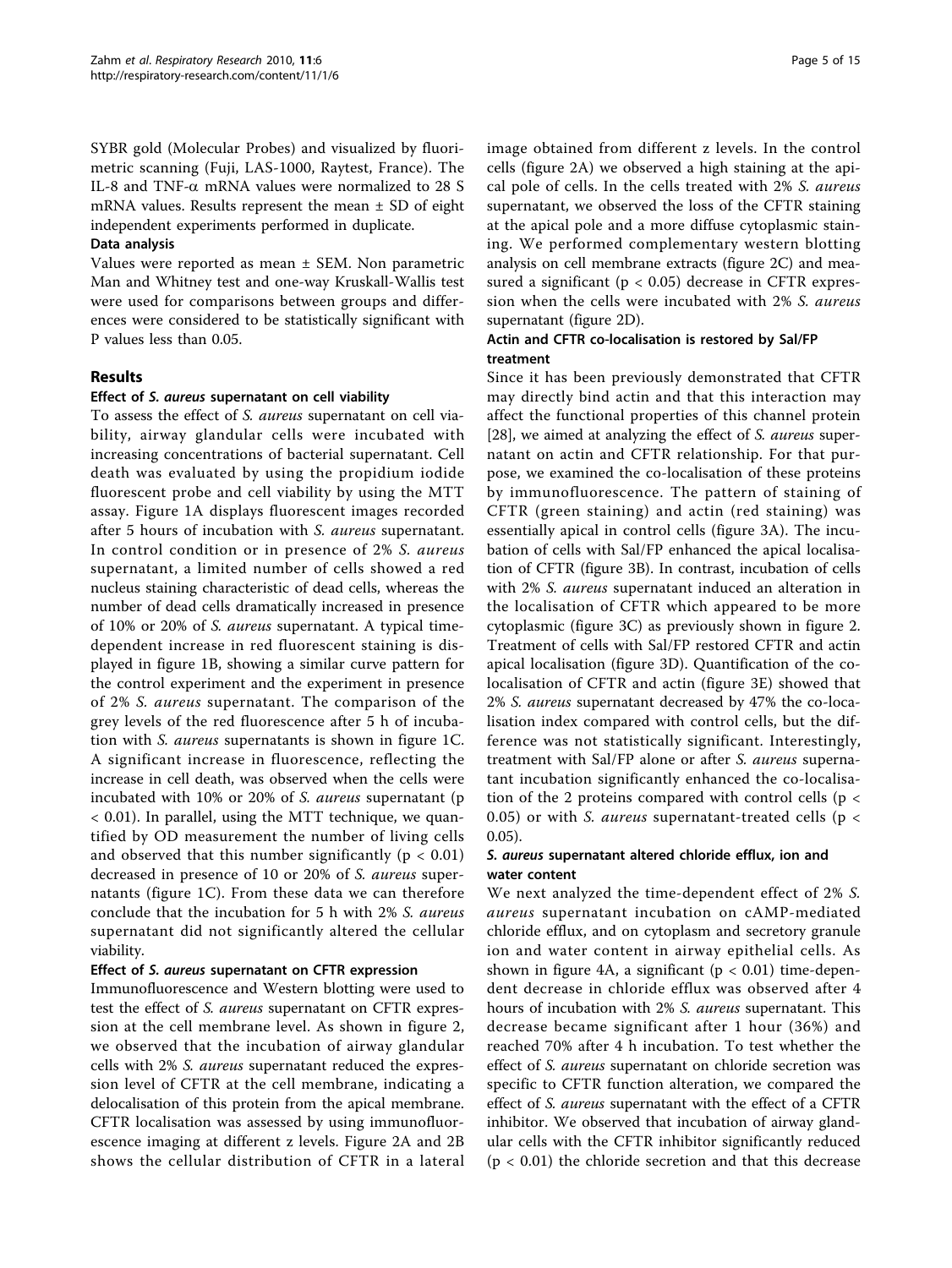SYBR gold (Molecular Probes) and visualized by fluorimetric scanning (Fuji, LAS-1000, Raytest, France). The IL-8 and TNF-α mRNA values were normalized to 28 S mRNA values. Results represent the mean ± SD of eight independent experiments performed in duplicate.

### Data analysis

Values were reported as mean ± SEM. Non parametric Man and Whitney test and one-way Kruskall-Wallis test were used for comparisons between groups and differences were considered to be statistically significant with P values less than 0.05.

## Results

### Effect of *S. aureus* supernatant on cell viability

To assess the effect of *S. aureus* supernatant on cell viability, airway glandular cells were incubated with increasing concentrations of bacterial supernatant. Cell death was evaluated by using the propidium iodide fluorescent probe and cell viability by using the MTT assay. Figure 1A displays fluorescent images recorded after 5 hours of incubation with *S. aureus* supernatant. In control condition or in presence of 2% *S. aureus* supernatant, a limited number of cells showed a red nucleus staining characteristic of dead cells, whereas the number of dead cells dramatically increased in presence of 10% or 20% of *S. aureus* supernatant. A typical time-dependent increase in red fluorescent staining is displayed in figure 1B, showing a similar curve pattern for the control experiment and the experiment in presence of 2% *S. aureus* supernatant. The comparison of the grey levels of the red fluorescence after 5 h of incubation with *S. aureus* supernatants is shown in figure 1C. A significant increase in fluorescence, reflecting the increase in cell death, was observed when the cells were incubated with 10% or 20% of *S. aureus* supernatant ($p < 0.01$). In parallel, using the MTT technique, we quantified by OD measurement the number of living cells and observed that this number significantly ($p < 0.01$) decreased in presence of 10 or 20% of *S. aureus* supernatants (figure 1C). From these data we can therefore conclude that the incubation for 5 h with 2% *S. aureus* supernatant did not significantly altered the cellular viability.

### Effect of *S. aureus* supernatant on CFTR expression

Immunofluorescence and Western blotting were used to test the effect of *S. aureus* supernatant on CFTR expression at the cell membrane level. As shown in figure 2, we observed that the incubation of airway glandular cells with 2% *S. aureus* supernatant reduced the expression level of CFTR at the cell membrane, indicating a delocalisation of this protein from the apical membrane. CFTR localisation was assessed by using immunofluorescence imaging at different z levels. Figure 2A and 2B shows the cellular distribution of CFTR in a lateral image obtained from different z levels. In the control cells (figure 2A) we observed a high staining at the apical pole of cells. In the cells treated with 2% *S. aureus* supernatant, we observed the loss of the CFTR staining at the apical pole and a more diffuse cytoplasmic staining. We performed complementary western blotting analysis on cell membrane extracts (figure 2C) and measured a significant ($p < 0.05$) decrease in CFTR expression when the cells were incubated with 2% *S. aureus* supernatant (figure 2D).

### Actin and CFTR co-localisation is restored by Sal/FP treatment

Since it has been previously demonstrated that CFTR may directly bind actin and that this interaction may affect the functional properties of this channel protein [28], we aimed at analyzing the effect of *S. aureus* supernatant on actin and CFTR relationship. For that purpose, we examined the co-localisation of these proteins by immunofluorescence. The pattern of staining of CFTR (green staining) and actin (red staining) was essentially apical in control cells (figure 3A). The incubation of cells with Sal/FP enhanced the apical localisation of CFTR (figure 3B). In contrast, incubation of cells with 2% *S. aureus* supernatant induced an alteration in the localisation of CFTR which appeared to be more cytoplasmic (figure 3C) as previously shown in figure 2. Treatment of cells with Sal/FP restored CFTR and actin apical localisation (figure 3D). Quantification of the co-localisation of CFTR and actin (figure 3E) showed that 2% *S. aureus* supernatant decreased by 47% the co-localisation index compared with control cells, but the difference was not statistically significant. Interestingly, treatment with Sal/FP alone or after *S. aureus* supernatant incubation significantly enhanced the co-localisation of the 2 proteins compared with control cells ($p < 0.05$) or with *S. aureus* supernatant-treated cells ($p < 0.05$).

### *S. aureus* supernatant altered chloride efflux, ion and water content

We next analyzed the time-dependent effect of 2% *S. aureus* supernatant incubation on cAMP-mediated chloride efflux, and on cytoplasm and secretory granule ion and water content in airway epithelial cells. As shown in figure 4A, a significant ($p < 0.01$) time-dependent decrease in chloride efflux was observed after 4 hours of incubation with 2% *S. aureus* supernatant. This decrease became significant after 1 hour (36%) and reached 70% after 4 h incubation. To test whether the effect of *S. aureus* supernatant on chloride secretion was specific to CFTR function alteration, we compared the effect of *S. aureus* supernatant with the effect of a CFTR inhibitor. We observed that incubation of airway glandular cells with the CFTR inhibitor significantly reduced ($p < 0.01$) the chloride secretion and that this decrease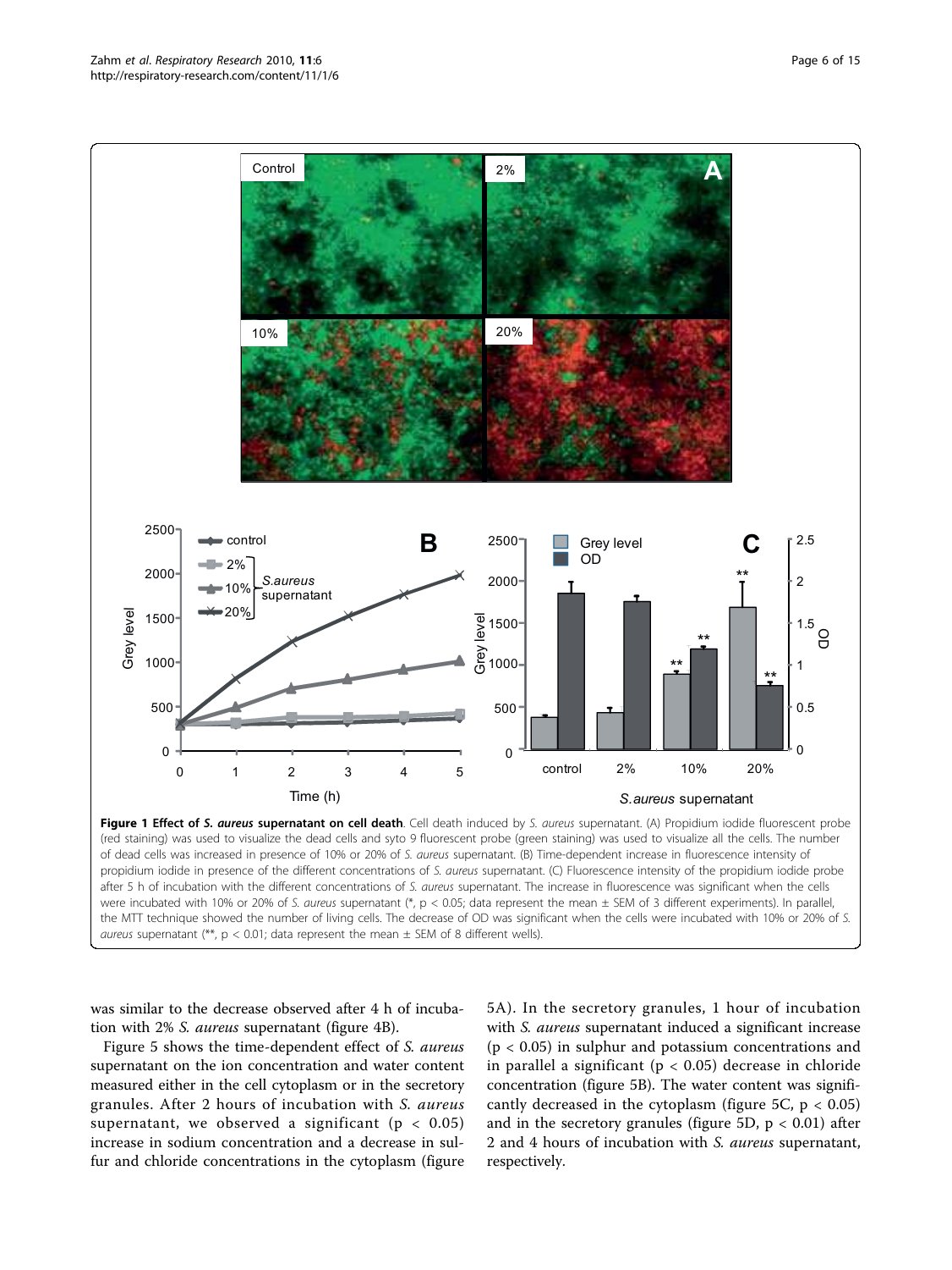**Figure 1 Effect of *S. aureus* supernatant on cell death**. Cell death induced by *S. aureus* supernatant. (A) Propidium iodide fluorescent probe (red staining) was used to visualize the dead cells and syto 9 fluorescent probe (green staining) was used to visualize all the cells. The number of dead cells was increased in presence of 10% or 20% of *S. aureus* supernatant. (B) Time-dependent increase in fluorescence intensity of propidium iodide in presence of the different concentrations of *S. aureus* supernatant. (C) Fluorescence intensity of the propidium iodide probe after 5 h of incubation with the different concentrations of *S. aureus* supernatant. The increase in fluorescence was significant when the cells were incubated with 10% or 20% of *S. aureus* supernatant (*, $p < 0.05$; data represent the mean ± SEM of 3 different experiments). In parallel, the MTT technique showed the number of living cells. The decrease of OD was significant when the cells were incubated with 10% or 20% of *S. aureus* supernatant (**, $p < 0.01$; data represent the mean ± SEM of 8 different wells).

was similar to the decrease observed after 4 h of incubation with 2% *S. aureus* supernatant (figure 4B).

Figure 5 shows the time-dependent effect of *S. aureus* supernatant on the ion concentration and water content measured either in the cell cytoplasm or in the secretory granules. After 2 hours of incubation with *S. aureus* supernatant, we observed a significant ($p < 0.05$) increase in sodium concentration and a decrease in sulfur and chloride concentrations in the cytoplasm (figure 5A). In the secretory granules, 1 hour of incubation with *S. aureus* supernatant induced a significant increase ($p < 0.05$) in sulphur and potassium concentrations and in parallel a significant ($p < 0.05$) decrease in chloride concentration (figure 5B). The water content was significantly decreased in the cytoplasm (figure 5C, $p < 0.05$) and in the secretory granules (figure 5D, $p < 0.01$) after 2 and 4 hours of incubation with *S. aureus* supernatant, respectively.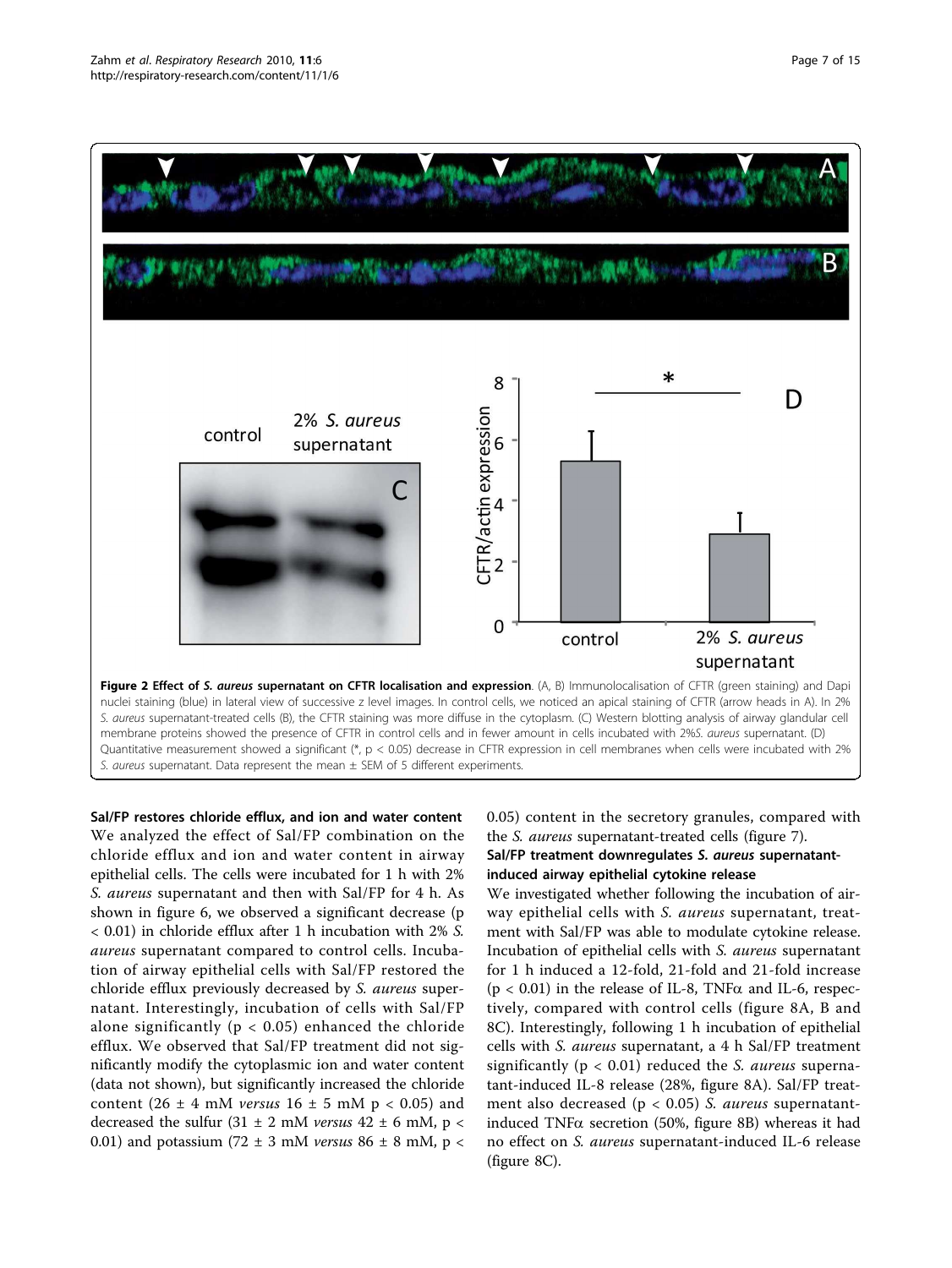**Figure 2 Effect of *S. aureus* supernatant on CFTR localisation and expression**. (A, B) Immunolocalisation of CFTR (green staining) and Dapi nuclei staining (blue) in lateral view of successive z level images. In control cells, we noticed an apical staining of CFTR (arrow heads in A). In 2% *S. aureus* supernatant-treated cells (B), the CFTR staining was more diffuse in the cytoplasm. (C) Western blotting analysis of airway glandular cell membrane proteins showed the presence of CFTR in control cells and in fewer amount in cells incubated with 2%*S. aureus* supernatant. (D) Quantitative measurement showed a significant (*, $p < 0.05$) decrease in CFTR expression in cell membranes when cells were incubated with 2% *S. aureus* supernatant. Data represent the mean ± SEM of 5 different experiments.

### Sal/FP restores chloride efflux, and ion and water content

We analyzed the effect of Sal/FP combination on the chloride efflux and ion and water content in airway epithelial cells. The cells were incubated for 1 h with 2% *S. aureus* supernatant and then with Sal/FP for 4 h. As shown in figure 6, we observed a significant decrease ($p < 0.01$) in chloride efflux after 1 h incubation with 2% *S. aureus* supernatant compared to control cells. Incubation of airway epithelial cells with Sal/FP restored the chloride efflux previously decreased by *S. aureus* supernatant. Interestingly, incubation of cells with Sal/FP alone significantly ($p < 0.05$) enhanced the chloride efflux. We observed that Sal/FP treatment did not significantly modify the cytoplasmic ion and water content (data not shown), but significantly increased the chloride content (26 ± 4 mM *versus* 16 ± 5 mM $p < 0.05$) and decreased the sulfur (31 ± 2 mM *versus* 42 ± 6 mM, $p < 0.01$) and potassium (72 ± 3 mM *versus* 86 ± 8 mM, $p < 0.05$) content in the secretory granules, compared with the *S. aureus* supernatant-treated cells (figure 7).

### Sal/FP treatment downregulates *S. aureus* supernatant-induced airway epithelial cytokine release

We investigated whether following the incubation of airway epithelial cells with *S. aureus* supernatant, treatment with Sal/FP was able to modulate cytokine release. Incubation of epithelial cells with *S. aureus* supernatant for 1 h induced a 12-fold, 21-fold and 21-fold increase ($p < 0.01$) in the release of IL-8, TNFα and IL-6, respectively, compared with control cells (figure 8A, B and 8C). Interestingly, following 1 h incubation of epithelial cells with *S. aureus* supernatant, a 4 h Sal/FP treatment significantly ($p < 0.01$) reduced the *S. aureus* supernatant-induced IL-8 release (28%, figure 8A). Sal/FP treatment also decreased ($p < 0.05$) *S. aureus* supernatant-induced TNFα secretion (50%, figure 8B) whereas it had no effect on *S. aureus* supernatant-induced IL-6 release (figure 8C).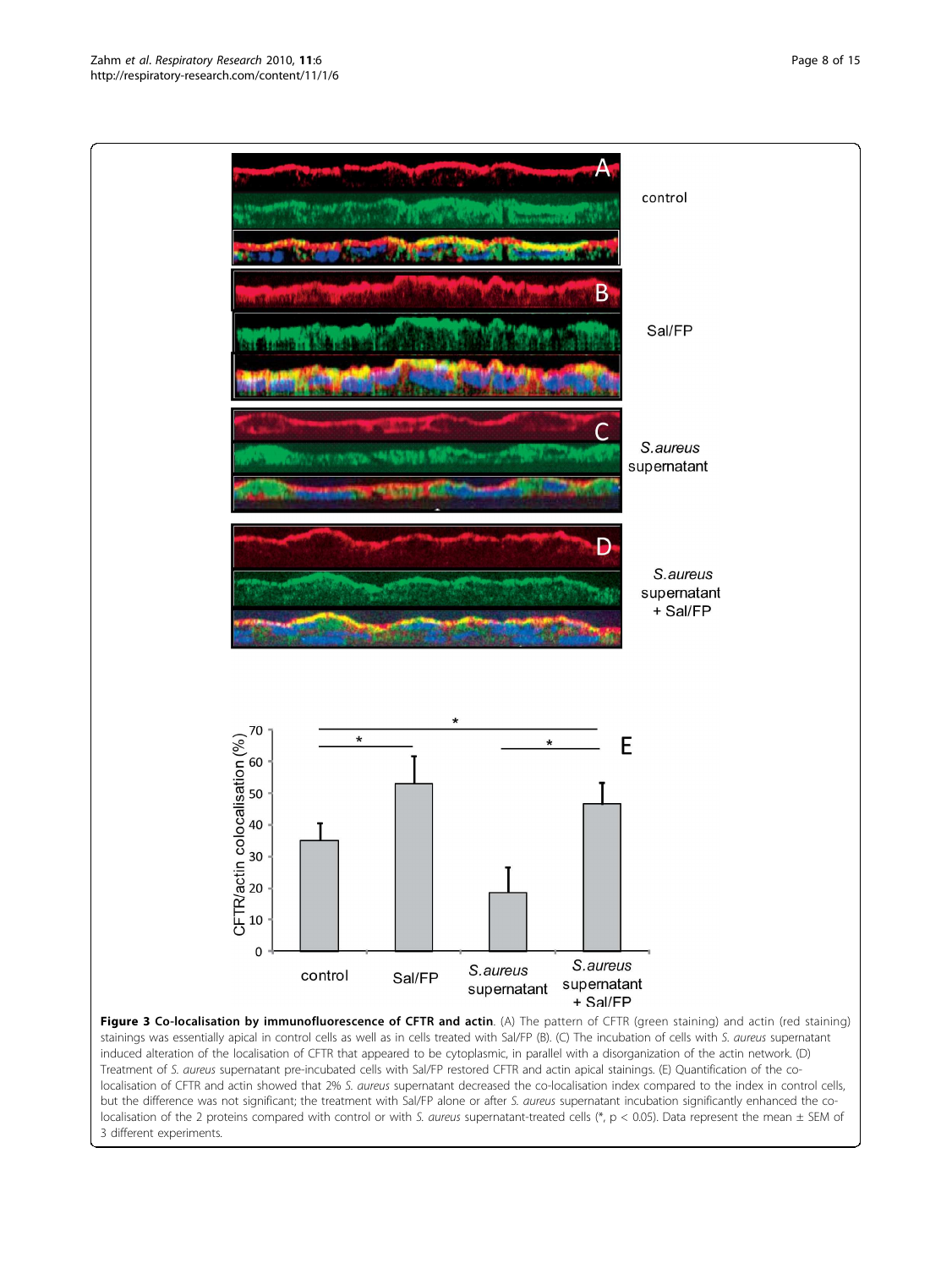**Figure 3 Co-localisation by immunofluorescence of CFTR and actin**. (A) The pattern of CFTR (green staining) and actin (red staining) stainings was essentially apical in control cells as well as in cells treated with Sal/FP (B). (C) The incubation of cells with *S. aureus* supernatant induced alteration of the localisation of CFTR that appeared to be cytoplasmic, in parallel with a disorganization of the actin network. (D) Treatment of *S. aureus* supernatant pre-incubated cells with Sal/FP restored CFTR and actin apical stainings. (E) Quantification of the co-localisation of CFTR and actin showed that 2% *S. aureus* supernatant decreased the co-localisation index compared to the index in control cells, but the difference was not significant; the treatment with Sal/FP alone or after *S. aureus* supernatant incubation significantly enhanced the co-localisation of the 2 proteins compared with control or with *S. aureus* supernatant-treated cells (*, $p < 0.05$). Data represent the mean ± SEM of 3 different experiments.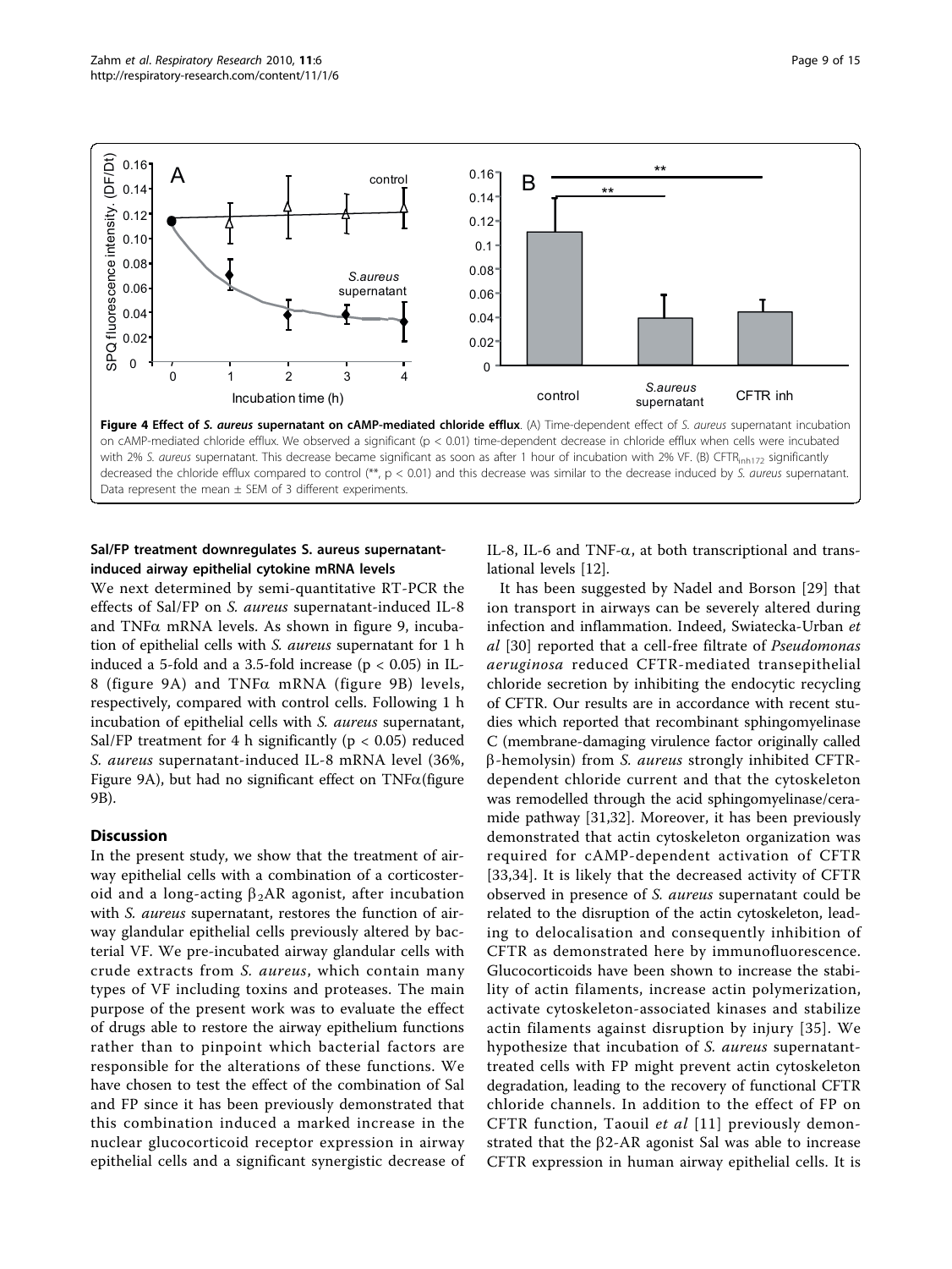**Figure 4 Effect of *S. aureus* supernatant on cAMP-mediated chloride efflux**. (A) Time-dependent effect of *S. aureus* supernatant incubation on cAMP-mediated chloride efflux. We observed a significant ($p < 0.01$) time-dependent decrease in chloride efflux when cells were incubated with 2% *S. aureus* supernatant. This decrease became significant as soon as after 1 hour of incubation with 2% VF. (B) $CFTR_{inh172}$ significantly decreased the chloride efflux compared to control (**, $p < 0.01$) and this decrease was similar to the decrease induced by *S. aureus* supernatant. Data represent the mean ± SEM of 3 different experiments.

### Sal/FP treatment downregulates S. aureus supernatant-induced airway epithelial cytokine mRNA levels

We next determined by semi-quantitative RT-PCR the effects of Sal/FP on *S. aureus* supernatant-induced IL-8 and TNFα mRNA levels. As shown in figure 9, incubation of epithelial cells with *S. aureus* supernatant for 1 h induced a 5-fold and a 3.5-fold increase ($p < 0.05$) in IL-8 (figure 9A) and TNFα mRNA (figure 9B) levels, respectively, compared with control cells. Following 1 h incubation of epithelial cells with *S. aureus* supernatant, Sal/FP treatment for 4 h significantly ($p < 0.05$) reduced *S. aureus* supernatant-induced IL-8 mRNA level (36%, Figure 9A), but had no significant effect on TNFα(figure 9B).

## Discussion

In the present study, we show that the treatment of airway epithelial cells with a combination of a corticosteroid and a long-acting $\beta_2$AR agonist, after incubation with *S. aureus* supernatant, restores the function of airway glandular epithelial cells previously altered by bacterial VF. We pre-incubated airway glandular cells with crude extracts from *S. aureus*, which contain many types of VF including toxins and proteases. The main purpose of the present work was to evaluate the effect of drugs able to restore the airway epithelium functions rather than to pinpoint which bacterial factors are responsible for the alterations of these functions. We have chosen to test the effect of the combination of Sal and FP since it has been previously demonstrated that this combination induced a marked increase in the nuclear glucocorticoid receptor expression in airway epithelial cells and a significant synergistic decrease of IL-8, IL-6 and TNF-α, at both transcriptional and translational levels [12].

It has been suggested by Nadel and Borson [29] that ion transport in airways can be severely altered during infection and inflammation. Indeed, Swiatecka-Urban *et al* [30] reported that a cell-free filtrate of *Pseudomonas aeruginosa* reduced CFTR-mediated transepithelial chloride secretion by inhibiting the endocytic recycling of CFTR. Our results are in accordance with recent studies which reported that recombinant sphingomyelinase C (membrane-damaging virulence factor originally called β-hemolysin) from *S. aureus* strongly inhibited CFTR-dependent chloride current and that the cytoskeleton was remodelled through the acid sphingomyelinase/ceramide pathway [31,32]. Moreover, it has been previously demonstrated that actin cytoskeleton organization was required for cAMP-dependent activation of CFTR [33,34]. It is likely that the decreased activity of CFTR observed in presence of *S. aureus* supernatant could be related to the disruption of the actin cytoskeleton, leading to delocalisation and consequently inhibition of CFTR as demonstrated here by immunofluorescence. Glucocorticoids have been shown to increase the stability of actin filaments, increase actin polymerization, activate cytoskeleton-associated kinases and stabilize actin filaments against disruption by injury [35]. We hypothesize that incubation of *S. aureus* supernatant-treated cells with FP might prevent actin cytoskeleton degradation, leading to the recovery of functional CFTR chloride channels. In addition to the effect of FP on CFTR function, Taouil *et al* [11] previously demonstrated that the β2-AR agonist Sal was able to increase CFTR expression in human airway epithelial cells. It is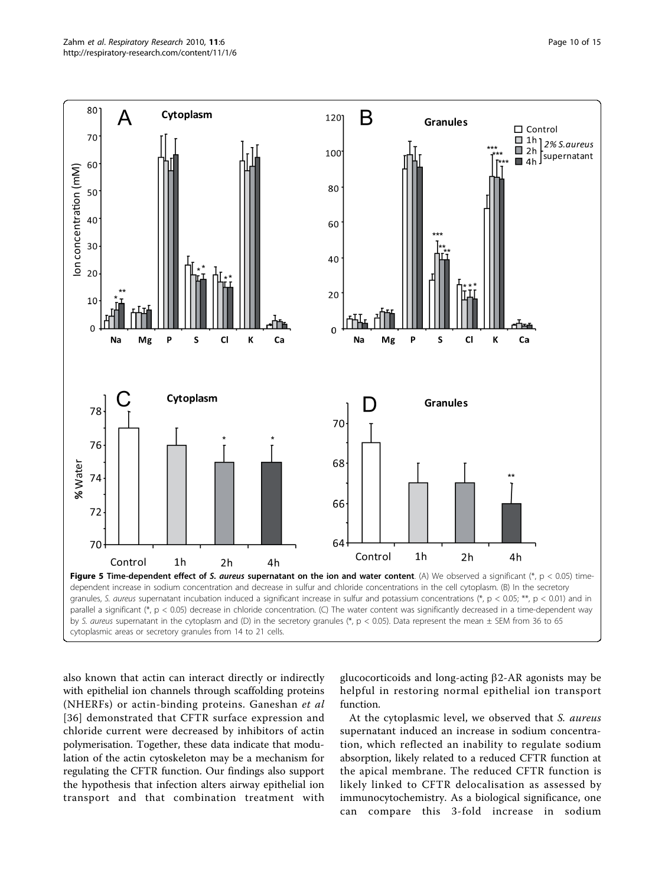**Figure 5 Time-dependent effect of *S. aureus* supernatant on the ion and water content**. (A) We observed a significant (*, $p < 0.05$) time-dependent increase in sodium concentration and decrease in sulfur and chloride concentrations in the cell cytoplasm. (B) In the secretory granules, *S. aureus* supernatant incubation induced a significant increase in sulfur and potassium concentrations (*, $p < 0.05$; **, $p < 0.01$) and in parallel a significant (*, $p < 0.05$) decrease in chloride concentration. (C) The water content was significantly decreased in a time-dependent way by *S. aureus* supernatant in the cytoplasm and (D) in the secretory granules (*, $p < 0.05$). Data represent the mean ± SEM from 36 to 65 cytoplasmic areas or secretory granules from 14 to 21 cells.

also known that actin can interact directly or indirectly with epithelial ion channels through scaffolding proteins (NHERFs) or actin-binding proteins. Ganeshan *et al* [36] demonstrated that CFTR surface expression and chloride current were decreased by inhibitors of actin polymerisation. Together, these data indicate that modulation of the actin cytoskeleton may be a mechanism for regulating the CFTR function. Our findings also support the hypothesis that infection alters airway epithelial ion transport and that combination treatment with glucocorticoids and long-acting β2-AR agonists may be helpful in restoring normal epithelial ion transport function.

At the cytoplasmic level, we observed that *S. aureus* supernatant induced an increase in sodium concentration, which reflected an inability to regulate sodium absorption, likely related to a reduced CFTR function at the apical membrane. The reduced CFTR function is likely linked to CFTR delocalisation as assessed by immunocytochemistry. As a biological significance, one can compare this 3-fold increase in sodium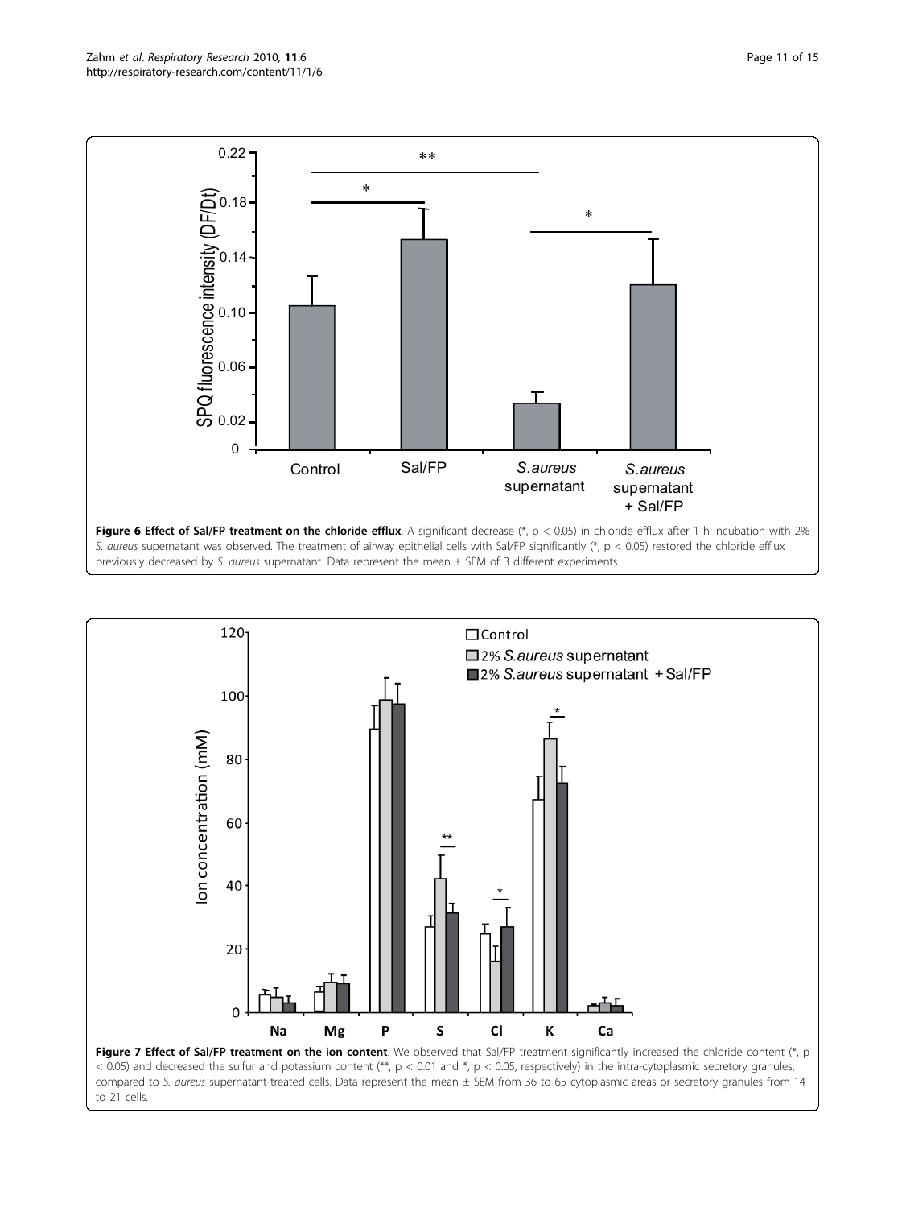**Figure 6 Effect of Sal/FP treatment on the chloride efflux**. A significant decrease (*, $p < 0.05$) in chloride efflux after 1 h incubation with 2% *S. aureus* supernatant was observed. The treatment of airway epithelial cells with Sal/FP significantly (*, $p < 0.05$) restored the chloride efflux previously decreased by *S. aureus* supernatant. Data represent the mean ± SEM of 3 different experiments.

**Figure 7 Effect of Sal/FP treatment on the ion content**. We observed that Sal/FP treatment significantly increased the chloride content (*, $p < 0.05$) and decreased the sulfur and potassium content (**, $p < 0.01$ and *, $p < 0.05$, respectively) in the intra-cytoplasmic secretory granules, compared to *S. aureus* supernatant-treated cells. Data represent the mean ± SEM from 36 to 65 cytoplasmic areas or secretory granules from 14 to 21 cells.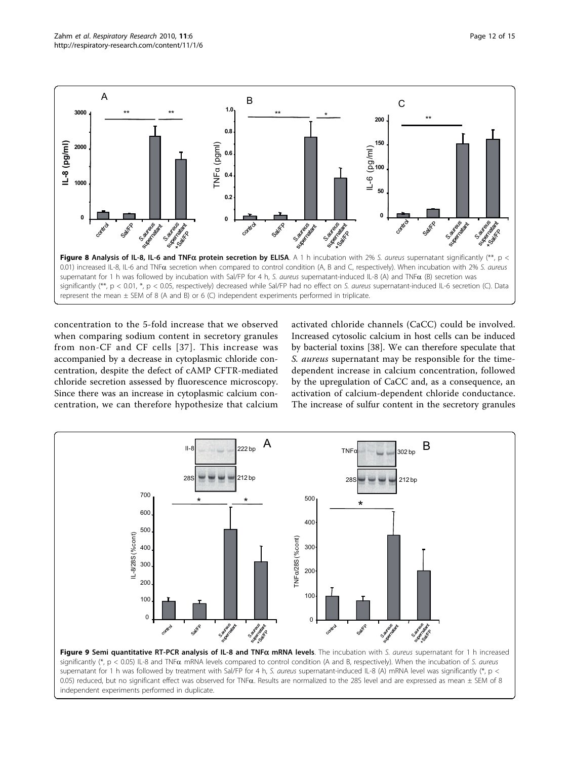**Figure 8 Analysis of IL-8, IL-6 and TNFα protein secretion by ELISA**. A 1 h incubation with 2% *S. aureus* supernatant significantly (**, p < 0.01) increased IL-8, IL-6 and TNFα secretion when compared to control condition (A, B and C, respectively). When incubation with 2% *S. aureus* supernatant for 1 h was followed by incubation with Sal/FP for 4 h, *S. aureus* supernatant-induced IL-8 (A) and TNFα (B) secretion was significantly (**, p < 0.01, *, p < 0.05, respectively) decreased while Sal/FP had no effect on *S. aureus* supernatant-induced IL-6 secretion (C). Data represent the mean ± SEM of 8 (A and B) or 6 (C) independent experiments performed in triplicate.

concentration to the 5-fold increase that we observed when comparing sodium content in secretory granules from non-CF and CF cells [37]. This increase was accompanied by a decrease in cytoplasmic chloride concentration, despite the defect of cAMP CFTR-mediated chloride secretion assessed by fluorescence microscopy. Since there was an increase in cytoplasmic calcium concentration, we can therefore hypothesize that calcium activated chloride channels (CaCC) could be involved. Increased cytosolic calcium in host cells can be induced by bacterial toxins [38]. We can therefore speculate that *S. aureus* supernatant may be responsible for the time-dependent increase in calcium concentration, followed by the upregulation of CaCC and, as a consequence, an activation of calcium-dependent chloride conductance. The increase of sulfur content in the secretory granules

**Figure 9 Semi quantitative RT-PCR analysis of IL-8 and TNFα mRNA levels**. The incubation with *S. aureus* supernatant for 1 h increased significantly (*, p < 0.05) IL-8 and TNFα mRNA levels compared to control condition (A and B, respectively). When the incubation of *S. aureus* supernatant for 1 h was followed by treatment with Sal/FP for 4 h, *S. aureus* supernatant-induced IL-8 (A) mRNA level was significantly (*, p < 0.05) reduced, but no significant effect was observed for TNFα. Results are normalized to the 28S level and are expressed as mean ± SEM of 8 independent experiments performed in duplicate.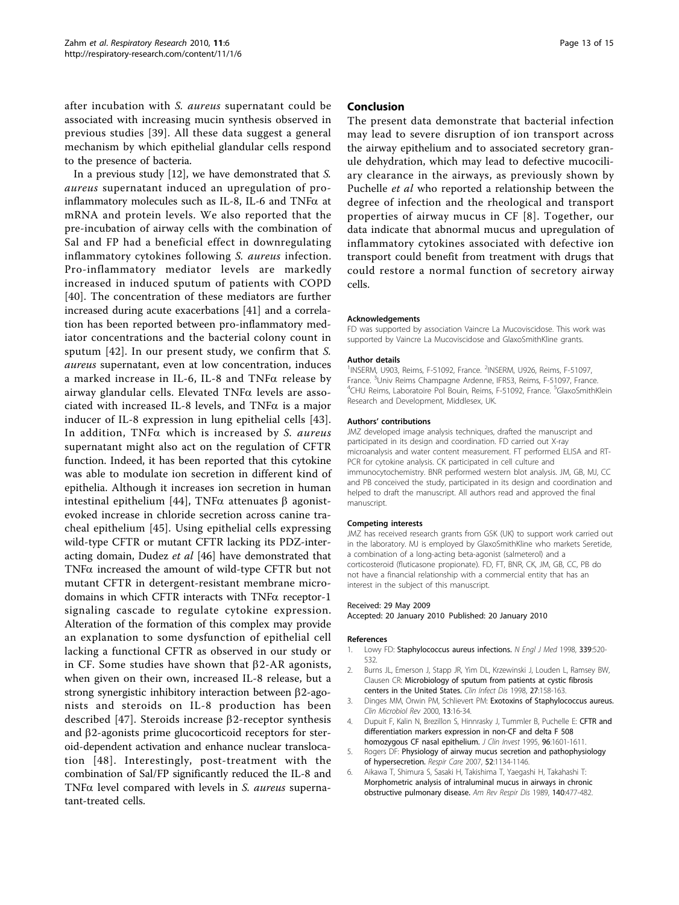after incubation with *S. aureus* supernatant could be associated with increasing mucin synthesis observed in previous studies [39]. All these data suggest a general mechanism by which epithelial glandular cells respond to the presence of bacteria.

In a previous study [12], we have demonstrated that *S. aureus* supernatant induced an upregulation of proinflammatory molecules such as IL-8, IL-6 and TNFα at mRNA and protein levels. We also reported that the pre-incubation of airway cells with the combination of Sal and FP had a beneficial effect in downregulating inflammatory cytokines following *S. aureus* infection. Pro-inflammatory mediator levels are markedly increased in induced sputum of patients with COPD [40]. The concentration of these mediators are further increased during acute exacerbations [41] and a correlation has been reported between pro-inflammatory mediator concentrations and the bacterial colony count in sputum [42]. In our present study, we confirm that *S. aureus* supernatant, even at low concentration, induces a marked increase in IL-6, IL-8 and TNFα release by airway glandular cells. Elevated TNFα levels are associated with increased IL-8 levels, and TNFα is a major inducer of IL-8 expression in lung epithelial cells [43]. In addition, TNFα which is increased by *S. aureus* supernatant might also act on the regulation of CFTR function. Indeed, it has been reported that this cytokine was able to modulate ion secretion in different kind of epithelia. Although it increases ion secretion in human intestinal epithelium [44], TNFα attenuates β agonist-evoked increase in chloride secretion across canine tracheal epithelium [45]. Using epithelial cells expressing wild-type CFTR or mutant CFTR lacking its PDZ-interacting domain, Dudez *et al* [46] have demonstrated that TNFα increased the amount of wild-type CFTR but not mutant CFTR in detergent-resistant membrane microdomains in which CFTR interacts with TNFα receptor-1 signaling cascade to regulate cytokine expression. Alteration of the formation of this complex may provide an explanation to some dysfunction of epithelial cell lacking a functional CFTR as observed in our study or in CF. Some studies have shown that β2-AR agonists, when given on their own, increased IL-8 release, but a strong synergistic inhibitory interaction between β2-agonists and steroids on IL-8 production has been described [47]. Steroids increase β2-receptor synthesis and β2-agonists prime glucocorticoid receptors for steroid-dependent activation and enhance nuclear translocation [48]. Interestingly, post-treatment with the combination of Sal/FP significantly reduced the IL-8 and TNFα level compared with levels in *S. aureus* supernatant-treated cells.

## Conclusion

The present data demonstrate that bacterial infection may lead to severe disruption of ion transport across the airway epithelium and to associated secretory granule dehydration, which may lead to defective mucociliary clearance in the airways, as previously shown by Puchelle *et al* who reported a relationship between the degree of infection and the rheological and transport properties of airway mucus in CF [8]. Together, our data indicate that abnormal mucus and upregulation of inflammatory cytokines associated with defective ion transport could benefit from treatment with drugs that could restore a normal function of secretory airway cells.

### Acknowledgements

FD was supported by association Vaincre La Mucoviscidose. This work was supported by Vaincre La Mucoviscidose and GlaxoSmithKline grants.

### Author details

[1]INSERM, U903, Reims, F-51092, France. [2]INSERM, U926, Reims, F-51097, France. [3]Univ Reims Champagne Ardenne, IFR53, Reims, F-51097, France. [4]CHU Reims, Laboratoire Pol Bouin, Reims, F-51092, France. [5]GlaxoSmithKlein Research and Development, Middlesex, UK.

### Authors' contributions

JMZ developed image analysis techniques, drafted the manuscript and participated in its design and coordination. FD carried out X-ray microanalysis and water content measurement. FT performed ELISA and RT-PCR for cytokine analysis. CK participated in cell culture and immunocytochemistry. BNR performed western blot analysis. JM, GB, MJ, CC and PB conceived the study, participated in its design and coordination and helped to draft the manuscript. All authors read and approved the final manuscript.

### Competing interests

JMZ has received research grants from GSK (UK) to support work carried out in the laboratory. MJ is employed by GlaxoSmithKline who markets Seretide, a combination of a long-acting beta-agonist (salmeterol) and a corticosteroid (fluticasone propionate). FD, FT, BNR, CK, JM, GB, CC, PB do not have a financial relationship with a commercial entity that has an interest in the subject of this manuscript.

Received: 29 May 2009
Accepted: 20 January 2010 Published: 20 January 2010

### References

1. Lowy FD: **Staphylococcus aureus infections.** *N Engl J Med* 1998, **339**:520-532.
2. Burns JL, Emerson J, Stapp JR, Yim DL, Krzewinski J, Louden L, Ramsey BW, Clausen CR: **Microbiology of sputum from patients at cystic fibrosis centers in the United States.** *Clin Infect Dis* 1998, **27**:158-163.
3. Dinges MM, Orwin PM, Schlievert PM: **Exotoxins of Staphylococcus aureus.** *Clin Microbiol Rev* 2000, **13**:16-34.
4. Dupuit F, Kalin N, Brezillon S, Hinnrasky J, Tummler B, Puchelle E: **CFTR and differentiation markers expression in non-CF and delta F 508 homozygous CF nasal epithelium.** *J Clin Invest* 1995, **96**:1601-1611.
5. Rogers DF: **Physiology of airway mucus secretion and pathophysiology of hypersecretion.** *Respir Care* 2007, **52**:1134-1146.
6. Aikawa T, Shimura S, Sasaki H, Takishima T, Yaegashi H, Takahashi T: **Morphometric analysis of intraluminal mucus in airways in chronic obstructive pulmonary disease.** *Am Rev Respir Dis* 1989, **140**:477-482.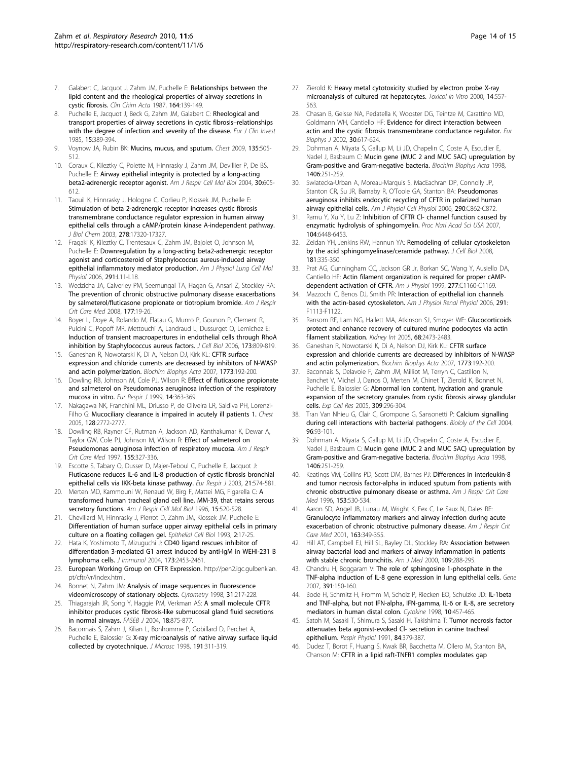7. Galabert C, Jacquot J, Zahm JM, Puchelle E: **Relationships between the lipid content and the rheological properties of airway secretions in cystic fibrosis.** *Clin Chim Acta* 1987, **164**:139-149.
8. Puchelle E, Jacquot J, Beck G, Zahm JM, Galabert C: **Rheological and transport properties of airway secretions in cystic fibrosis–relationships with the degree of infection and severity of the disease.** *Eur J Clin Invest* 1985, **15**:389-394.
9. Voynow JA, Rubin BK: **Mucins, mucus, and sputum.** *Chest* 2009, **135**:505-512.
10. Coraux C, Kileztky C, Polette M, Hinnrasky J, Zahm JM, Devillier P, De BS, Puchelle E: **Airway epithelial integrity is protected by a long-acting beta2-adrenergic receptor agonist.** *Am J Respir Cell Mol Biol* 2004, **30**:605-612.
11. Taouil K, Hinnrasky J, Hologne C, Corlieu P, Klossek JM, Puchelle E: **Stimulation of beta 2-adrenergic receptor increases cystic fibrosis transmembrane conductance regulator expression in human airway epithelial cells through a cAMP/protein kinase A-independent pathway.** *J Biol Chem* 2003, **278**:17320-17327.
12. Fragaki K, Kileztky C, Trentesaux C, Zahm JM, Bajolet O, Johnson M, Puchelle E: **Downregulation by a long-acting beta2-adrenergic receptor agonist and corticosteroid of Staphylococcus aureus-induced airway epithelial inflammatory mediator production.** *Am J Physiol Lung Cell Mol Physiol* 2006, **291**:L11-L18.
13. Wedzicha JA, Calverley PM, Seemungal TA, Hagan G, Ansari Z, Stockley RA: **The prevention of chronic obstructive pulmonary disease exacerbations by salmeterol/fluticasone propionate or tiotropium bromide.** *Am J Respir Crit Care Med* 2008, **177**:19-26.
14. Boyer L, Doye A, Rolando M, Flatau G, Munro P, Gounon P, Clement R, Pulcini C, Popoff MR, Mettouchi A, Landraud L, Dussurget O, Lemichez E: **Induction of transient macroapertures in endothelial cells through RhoA inhibition by Staphylococcus aureus factors.** *J Cell Biol* 2006, **173**:809-819.
15. Ganeshan R, Nowotarski K, Di A, Nelson DJ, Kirk KL: **CFTR surface expression and chloride currents are decreased by inhibitors of N-WASP and actin polymerization.** *Biochim Biophys Acta* 2007, **1773**:192-200.
16. Dowling RB, Johnson M, Cole PJ, Wilson R: **Effect of fluticasone propionate and salmeterol on Pseudomonas aeruginosa infection of the respiratory mucosa in vitro.** *Eur Respir J* 1999, **14**:363-369.
17. Nakagawa NK, Franchini ML, Driusso P, de Oliveira LR, Saldiva PH, Lorenzi-Filho G: **Mucociliary clearance is impaired in acutely ill patients 1.** *Chest* 2005, **128**:2772-2777.
18. Dowling RB, Rayner CF, Rutman A, Jackson AD, Kanthakumar K, Dewar A, Taylor GW, Cole PJ, Johnson M, Wilson R: **Effect of salmeterol on Pseudomonas aeruginosa infection of respiratory mucosa.** *Am J Respir Crit Care Med* 1997, **155**:327-336.
19. Escotte S, Tabary O, Dusser D, Majer-Teboul C, Puchelle E, Jacquot J: **Fluticasone reduces IL-6 and IL-8 production of cystic fibrosis bronchial epithelial cells via IKK-beta kinase pathway.** *Eur Respir J* 2003, **21**:574-581.
20. Merten MD, Kammouni W, Renaud W, Birg F, Mattei MG, Figarella C: **A transformed human tracheal gland cell line, MM-39, that retains serous secretory functions.** *Am J Respir Cell Mol Biol* 1996, **15**:520-528.
21. Chevillard M, Hinnrasky J, Pierrot D, Zahm JM, Klossek JM, Puchelle E: **Differentiation of human surface upper airway epithelial cells in primary culture on a floating collagen gel.** *Epithelial Cell Biol* 1993, **2**:17-25.
22. Hata K, Yoshimoto T, Mizuguchi J: **CD40 ligand rescues inhibitor of differentiation 3-mediated G1 arrest induced by anti-IgM in WEHI-231 B lymphoma cells.** *J Immunol* 2004, **173**:2453-2461.
23. **European Working Group on CFTR Expression.** http://pen2.igc.gulbenkian.pt/cftr/vr/index.html.
24. Bonnet N, Zahm JM: **Analysis of image sequences in fluorescence videomicroscopy of stationary objects.** *Cytometry* 1998, **31**:217-228.
25. Thiagarajah JR, Song Y, Haggie PM, Verkman AS: **A small molecule CFTR inhibitor produces cystic fibrosis-like submucosal gland fluid secretions in normal airways.** *FASEB J* 2004, **18**:875-877.
26. Baconnais S, Zahm J, Kilian L, Bonhomme P, Gobillard D, Perchet A, Puchelle E, Balossier G: **X-ray microanalysis of native airway surface liquid collected by cryotechnique.** *J Microsc* 1998, **191**:311-319.
27. Zierold K: **Heavy metal cytotoxicity studied by electron probe X-ray microanalysis of cultured rat hepatocytes.** *Toxicol In Vitro* 2000, **14**:557-563.
28. Chasan B, Geisse NA, Pedatella K, Wooster DG, Teintze M, Carattino MD, Goldmann WH, Cantiello HF: **Evidence for direct interaction between actin and the cystic fibrosis transmembrane conductance regulator.** *Eur Biophys J* 2002, **30**:617-624.
29. Dohrman A, Miyata S, Gallup M, Li JD, Chapelin C, Coste A, Escudier E, Nadel J, Basbaum C: **Mucin gene (MUC 2 and MUC 5AC) upregulation by Gram-positive and Gram-negative bacteria.** *Biochim Biophys Acta* 1998, **1406**:251-259.
30. Swiatecka-Urban A, Moreau-Marquis S, MacEachran DP, Connolly JP, Stanton CR, Su JR, Barnaby R, O'Toole GA, Stanton BA: **Pseudomonas aeruginosa inhibits endocytic recycling of CFTR in polarized human airway epithelial cells.** *Am J Physiol Cell Physiol* 2006, **290**:C862-C872.
31. Ramu Y, Xu Y, Lu Z: **Inhibition of CFTR Cl- channel function caused by enzymatic hydrolysis of sphingomyelin.** *Proc Natl Acad Sci USA* 2007, **104**:6448-6453.
32. Zeidan YH, Jenkins RW, Hannun YA: **Remodeling of cellular cytoskeleton by the acid sphingomyelinase/ceramide pathway.** *J Cell Biol* 2008, **181**:335-350.
33. Prat AG, Cunningham CC, Jackson GR Jr, Borkan SC, Wang Y, Ausiello DA, Cantiello HF: **Actin filament organization is required for proper cAMP-dependent activation of CFTR.** *Am J Physiol* 1999, **277**:C1160-C1169.
34. Mazzochi C, Benos DJ, Smith PR: **Interaction of epithelial ion channels with the actin-based cytoskeleton.** *Am J Physiol Renal Physiol* 2006, **291**:F1113-F1122.
35. Ransom RF, Lam NG, Hallett MA, Atkinson SJ, Smoyer WE: **Glucocorticoids protect and enhance recovery of cultured murine podocytes via actin filament stabilization.** *Kidney Int* 2005, **68**:2473-2483.
36. Ganeshan R, Nowotarski K, Di A, Nelson DJ, Kirk KL: **CFTR surface expression and chloride currents are decreased by inhibitors of N-WASP and actin polymerization.** *Biochim Biophys Acta* 2007, **1773**:192-200.
37. Baconnais S, Delavoie F, Zahm JM, Milliot M, Terryn C, Castillon N, Banchet V, Michel J, Danos O, Merten M, Chinet T, Zierold K, Bonnet N, Puchelle E, Balossier G: **Abnormal ion content, hydration and granule expansion of the secretory granules from cystic fibrosis airway glandular cells.** *Exp Cell Res* 2005, **309**:296-304.
38. Tran Van Nhieu G, Clair C, Grompone G, Sansonetti P: **Calcium signalling during cell interactions with bacterial pathogens.** *Biololy of the Cell* 2004, **96**:93-101.
39. Dohrman A, Miyata S, Gallup M, Li JD, Chapelin C, Coste A, Escudier E, Nadel J, Basbaum C: **Mucin gene (MUC 2 and MUC 5AC) upregulation by Gram-positive and Gram-negative bacteria.** *Biochim Biophys Acta* 1998, **1406**:251-259.
40. Keatings VM, Collins PD, Scott DM, Barnes PJ: **Differences in interleukin-8 and tumor necrosis factor-alpha in induced sputum from patients with chronic obstructive pulmonary disease or asthma.** *Am J Respir Crit Care Med* 1996, **153**:530-534.
41. Aaron SD, Angel JB, Lunau M, Wright K, Fex C, Le Saux N, Dales RE: **Granulocyte inflammatory markers and airway infection during acute exacerbation of chronic obstructive pulmonary disease.** *Am J Respir Crit Care Med* 2001, **163**:349-355.
42. Hill AT, Campbell EJ, Hill SL, Bayley DL, Stockley RA: **Association between airway bacterial load and markers of airway inflammation in patients with stable chronic bronchitis.** *Am J Med* 2000, **109**:288-295.
43. Chandru H, Boggaram V: **The role of sphingosine 1-phosphate in the TNF-alpha induction of IL-8 gene expression in lung epithelial cells.** *Gene* 2007, **391**:150-160.
44. Bode H, Schmitz H, Fromm M, Scholz P, Riecken EO, Schulzke JD: **IL-1beta and TNF-alpha, but not IFN-alpha, IFN-gamma, IL-6 or IL-8, are secretory mediators in human distal colon.** *Cytokine* 1998, **10**:457-465.
45. Satoh M, Sasaki T, Shimura S, Sasaki H, Takishima T: **Tumor necrosis factor attenuates beta agonist-evoked Cl- secretion in canine tracheal epithelium.** *Respir Physiol* 1991, **84**:379-387.
46. Dudez T, Borot F, Huang S, Kwak BR, Bacchetta M, Ollero M, Stanton BA, Chanson M: **CFTR in a lipid raft-TNFR1 complex modulates gap**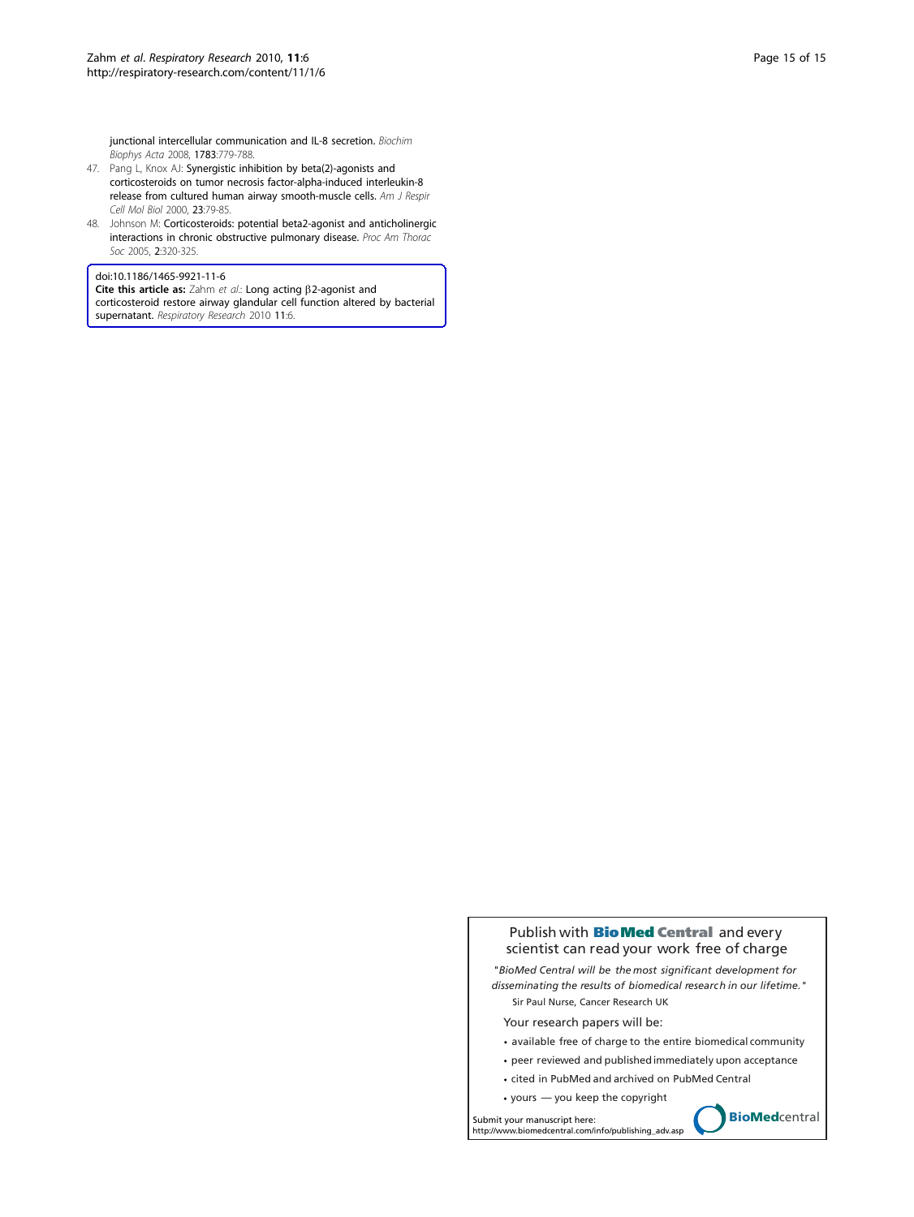junctional intercellular communication and IL-8 secretion. *Biochim Biophys Acta* 2008, **1783**:779-788.

47. Pang L, Knox AJ: **Synergistic inhibition by beta(2)-agonists and corticosteroids on tumor necrosis factor-alpha-induced interleukin-8 release from cultured human airway smooth-muscle cells.** *Am J Respir Cell Mol Biol* 2000, **23**:79-85.
48. Johnson M: **Corticosteroids: potential beta2-agonist and anticholinergic interactions in chronic obstructive pulmonary disease.** *Proc Am Thorac Soc* 2005, **2**:320-325.

doi:10.1186/1465-9921-11-6
**Cite this article as:** Zahm *et al.*: Long acting β2-agonist and corticosteroid restore airway glandular cell function altered by bacterial supernatant. *Respiratory Research* 2010 **11**:6.

Publish with **BioMed Central** and every scientist can read your work free of charge

"*BioMed Central will be the most significant development for disseminating the results of biomedical research in our lifetime.*"
Sir Paul Nurse, Cancer Research UK

Your research papers will be:

- available free of charge to the entire biomedical community
- peer reviewed and published immediately upon acceptance
- cited in PubMed and archived on PubMed Central
- yours — you keep the copyright

Submit your manuscript here:
http://www.biomedcentral.com/info/publishing_adv.asp

**BioMed**central